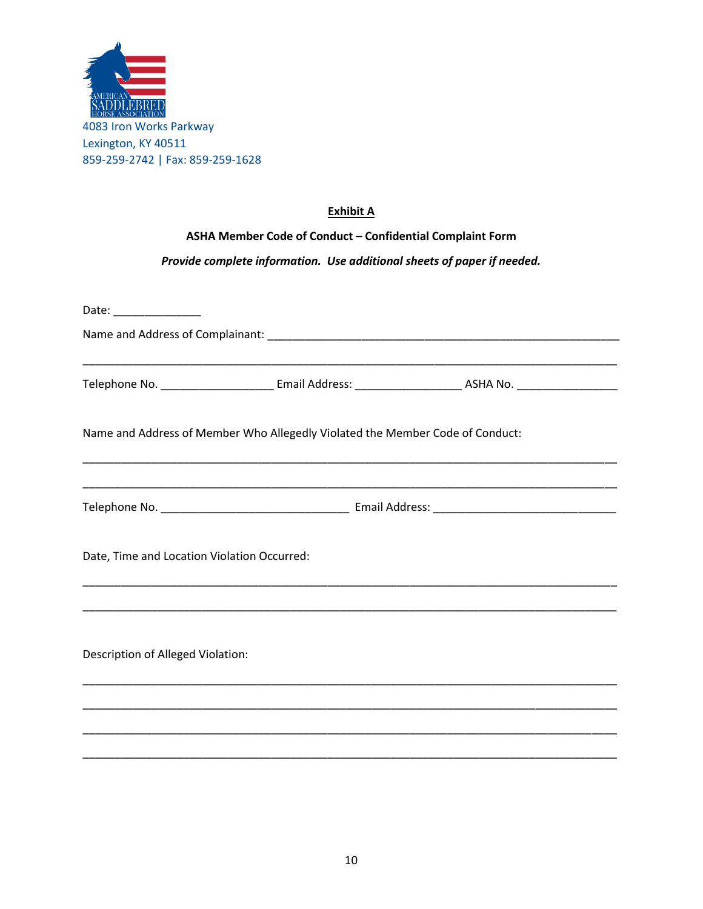4083 Iron Works Parkway
Lexington, KY 40511
859-259-2742 | Fax: 859-259-1628

**Exhibit A**

**ASHA Member Code of Conduct – Confidential Complaint Form**

***Provide complete information. Use additional sheets of paper if needed.***

Date: ______________

Name and Address of Complainant: ________________________________________________________

_____________________________________________________________________________________

Telephone No. __________________ Email Address: _________________ ASHA No. ________________

Name and Address of Member Who Allegedly Violated the Member Code of Conduct:

_____________________________________________________________________________________

_____________________________________________________________________________________

Telephone No. ______________________________ Email Address: _____________________________

Date, Time and Location Violation Occurred:

_____________________________________________________________________________________

_____________________________________________________________________________________

Description of Alleged Violation:

_____________________________________________________________________________________

_____________________________________________________________________________________

_____________________________________________________________________________________

_____________________________________________________________________________________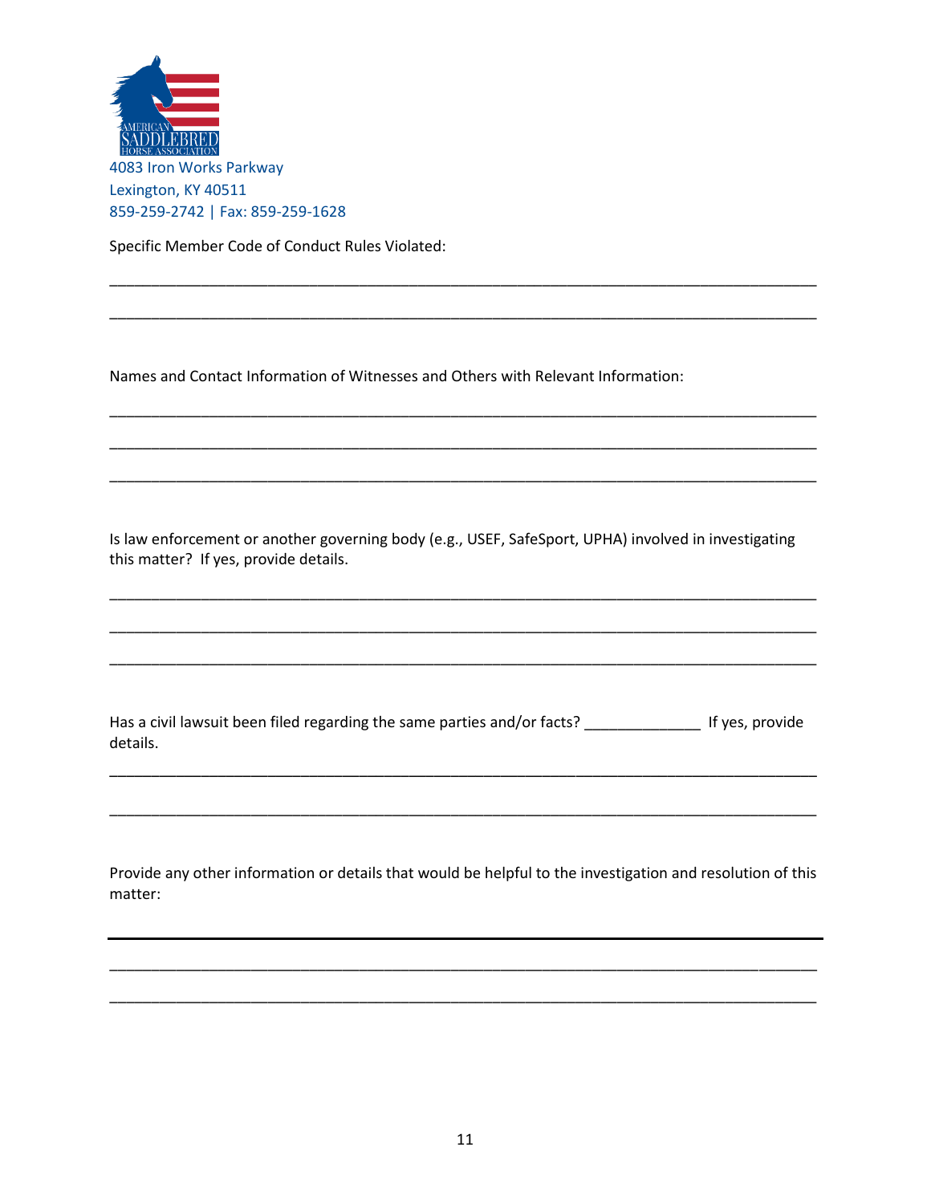4083 Iron Works Parkway
Lexington, KY 40511
859-259-2742 | Fax: 859-259-1628

Specific Member Code of Conduct Rules Violated:

______________________________________________________________________________

______________________________________________________________________________

Names and Contact Information of Witnesses and Others with Relevant Information:

______________________________________________________________________________

______________________________________________________________________________

______________________________________________________________________________

Is law enforcement or another governing body (e.g., USEF, SafeSport, UPHA) involved in investigating this matter? If yes, provide details.

______________________________________________________________________________

______________________________________________________________________________

______________________________________________________________________________

Has a civil lawsuit been filed regarding the same parties and/or facts? _____________ If yes, provide details.

______________________________________________________________________________

______________________________________________________________________________

Provide any other information or details that would be helpful to the investigation and resolution of this matter:

______________________________________________________________________________

______________________________________________________________________________

______________________________________________________________________________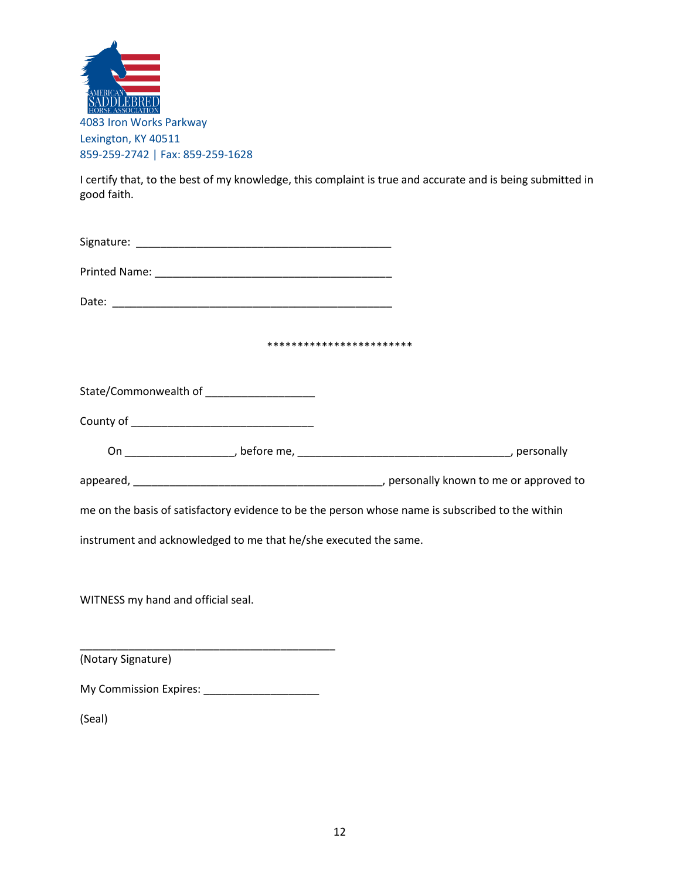AMERICAN SADDLEBRED HORSE ASSOCIATION

4083 Iron Works Parkway
Lexington, KY 40511
859-259-2742 | Fax: 859-259-1628

I certify that, to the best of my knowledge, this complaint is true and accurate and is being submitted in good faith.

Signature: ___________________________________________

Printed Name: ________________________________________

Date: _______________________________________________

************************

State/Commonwealth of _________________

County of ______________________________

On _________________, before me, __________________________________, personally appeared, _________________________________________, personally known to me or approved to me on the basis of satisfactory evidence to be the person whose name is subscribed to the within instrument and acknowledged to me that he/she executed the same.

WITNESS my hand and official seal.

___________________________________________
(Notary Signature)

My Commission Expires: ___________________

(Seal)